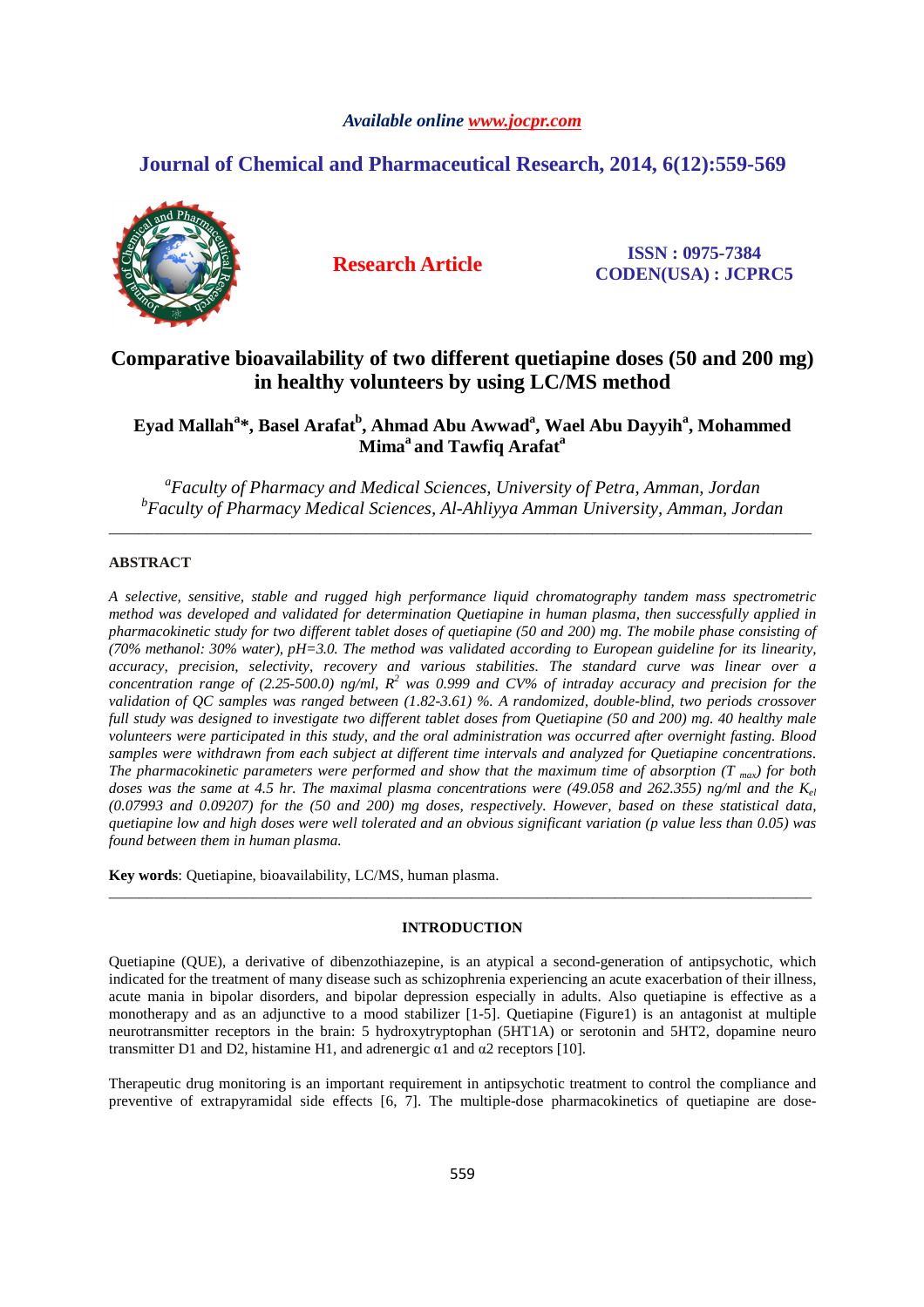*Available online www.jocpr.com*

## Journal of Chemical and Pharmaceutical Research, 2014, 6(12):559-569

**Research Article**

**ISSN : 0975-7384**
**CODEN(USA) : JCPRC5**

# Comparative bioavailability of two different quetiapine doses (50 and 200 mg) in healthy volunteers by using LC/MS method

**Eyad Mallah[a]*, Basel Arafat[b], Ahmad Abu Awwad[a], Wael Abu Dayyih[a], Mohammed Mima[a] and Tawfiq Arafat[a]**

*[a]Faculty of Pharmacy and Medical Sciences, University of Petra, Amman, Jordan*
*[b]Faculty of Pharmacy Medical Sciences, Al-Ahliyya Amman University, Amman, Jordan*

---

## ABSTRACT

*A selective, sensitive, stable and rugged high performance liquid chromatography tandem mass spectrometric method was developed and validated for determination Quetiapine in human plasma, then successfully applied in pharmacokinetic study for two different tablet doses of quetiapine (50 and 200) mg. The mobile phase consisting of (70% methanol: 30% water), pH=3.0. The method was validated according to European guideline for its linearity, accuracy, precision, selectivity, recovery and various stabilities. The standard curve was linear over a concentration range of (2.25-500.0) ng/ml, $R^2$ was 0.999 and CV% of intraday accuracy and precision for the validation of QC samples was ranged between (1.82-3.61) %. A randomized, double-blind, two periods crossover full study was designed to investigate two different tablet doses from Quetiapine (50 and 200) mg. 40 healthy male volunteers were participated in this study, and the oral administration was occurred after overnight fasting. Blood samples were withdrawn from each subject at different time intervals and analyzed for Quetiapine concentrations. The pharmacokinetic parameters were performed and show that the maximum time of absorption ($T_{max}$) for both doses was the same at 4.5 hr. The maximal plasma concentrations were (49.058 and 262.355) ng/ml and the $K_{el}$ (0.07993 and 0.09207) for the (50 and 200) mg doses, respectively. However, based on these statistical data, quetiapine low and high doses were well tolerated and an obvious significant variation (p value less than 0.05) was found between them in human plasma.*

**Key words**: Quetiapine, bioavailability, LC/MS, human plasma.

---

## INTRODUCTION

Quetiapine (QUE), a derivative of dibenzothiazepine, is an atypical a second-generation of antipsychotic, which indicated for the treatment of many disease such as schizophrenia experiencing an acute exacerbation of their illness, acute mania in bipolar disorders, and bipolar depression especially in adults. Also quetiapine is effective as a monotherapy and as an adjunctive to a mood stabilizer [1-5]. Quetiapine (Figure1) is an antagonist at multiple neurotransmitter receptors in the brain: 5 hydroxytryptophan (5HT1A) or serotonin and 5HT2, dopamine neuro transmitter D1 and D2, histamine H1, and adrenergic α1 and α2 receptors [10].

Therapeutic drug monitoring is an important requirement in antipsychotic treatment to control the compliance and preventive of extrapyramidal side effects [6, 7]. The multiple-dose pharmacokinetics of quetiapine are dose-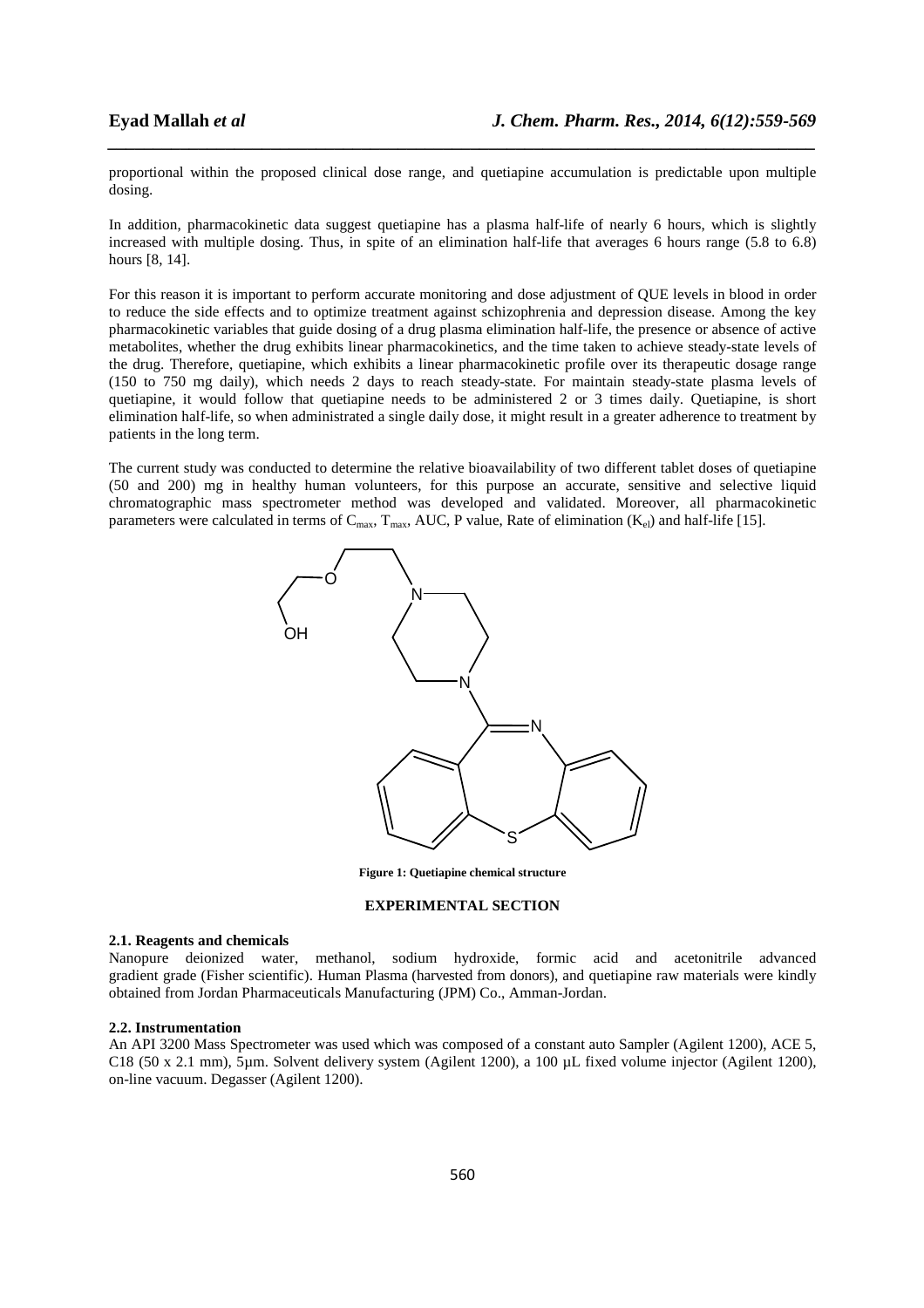proportional within the proposed clinical dose range, and quetiapine accumulation is predictable upon multiple dosing.

In addition, pharmacokinetic data suggest quetiapine has a plasma half-life of nearly 6 hours, which is slightly increased with multiple dosing. Thus, in spite of an elimination half-life that averages 6 hours range (5.8 to 6.8) hours [8, 14].

For this reason it is important to perform accurate monitoring and dose adjustment of QUE levels in blood in order to reduce the side effects and to optimize treatment against schizophrenia and depression disease. Among the key pharmacokinetic variables that guide dosing of a drug plasma elimination half-life, the presence or absence of active metabolites, whether the drug exhibits linear pharmacokinetics, and the time taken to achieve steady-state levels of the drug. Therefore, quetiapine, which exhibits a linear pharmacokinetic profile over its therapeutic dosage range (150 to 750 mg daily), which needs 2 days to reach steady-state. For maintain steady-state plasma levels of quetiapine, it would follow that quetiapine needs to be administered 2 or 3 times daily. Quetiapine, is short elimination half-life, so when administrated a single daily dose, it might result in a greater adherence to treatment by patients in the long term.

The current study was conducted to determine the relative bioavailability of two different tablet doses of quetiapine (50 and 200) mg in healthy human volunteers, for this purpose an accurate, sensitive and selective liquid chromatographic mass spectrometer method was developed and validated. Moreover, all pharmacokinetic parameters were calculated in terms of $C_{max}$, $T_{max}$, AUC, P value, Rate of elimination ($K_{el}$) and half-life [15].

**Figure 1: Quetiapine chemical structure**

## EXPERIMENTAL SECTION

### 2.1. Reagents and chemicals

Nanopure deionized water, methanol, sodium hydroxide, formic acid and acetonitrile advanced gradient grade (Fisher scientific). Human Plasma (harvested from donors), and quetiapine raw materials were kindly obtained from Jordan Pharmaceuticals Manufacturing (JPM) Co., Amman-Jordan.

### 2.2. Instrumentation

An API 3200 Mass Spectrometer was used which was composed of a constant auto Sampler (Agilent 1200), ACE 5, C18 (50 x 2.1 mm), 5µm. Solvent delivery system (Agilent 1200), a 100 µL fixed volume injector (Agilent 1200), on-line vacuum. Degasser (Agilent 1200).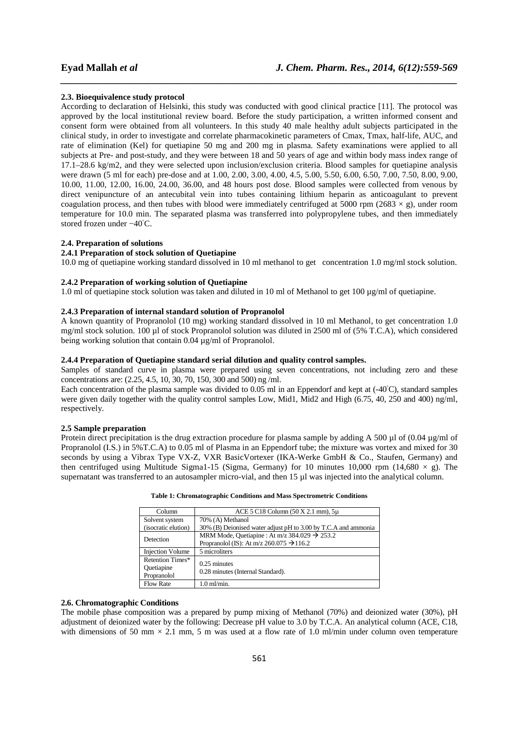### 2.3. Bioequivalence study protocol

According to declaration of Helsinki, this study was conducted with good clinical practice [11]. The protocol was approved by the local institutional review board. Before the study participation, a written informed consent and consent form were obtained from all volunteers. In this study 40 male healthy adult subjects participated in the clinical study, in order to investigate and correlate pharmacokinetic parameters of Cmax, Tmax, half-life, AUC, and rate of elimination (Kel) for quetiapine 50 mg and 200 mg in plasma. Safety examinations were applied to all subjects at Pre- and post-study, and they were between 18 and 50 years of age and within body mass index range of 17.1–28.6 kg/m2, and they were selected upon inclusion/exclusion criteria. Blood samples for quetiapine analysis were drawn (5 ml for each) pre-dose and at 1.00, 2.00, 3.00, 4.00, 4.5, 5.00, 5.50, 6.00, 6.50, 7.00, 7.50, 8.00, 9.00, 10.00, 11.00, 12.00, 16.00, 24.00, 36.00, and 48 hours post dose. Blood samples were collected from venous by direct venipuncture of an antecubital vein into tubes containing lithium heparin as anticoagulant to prevent coagulation process, and then tubes with blood were immediately centrifuged at 5000 rpm (2683 × g), under room temperature for 10.0 min. The separated plasma was transferred into polypropylene tubes, and then immediately stored frozen under −40°C.

### 2.4. Preparation of solutions

#### 2.4.1 Preparation of stock solution of Quetiapine

10.0 mg of quetiapine working standard dissolved in 10 ml methanol to get concentration 1.0 mg/ml stock solution.

#### 2.4.2 Preparation of working solution of Quetiapine

1.0 ml of quetiapine stock solution was taken and diluted in 10 ml of Methanol to get 100 µg/ml of quetiapine.

#### 2.4.3 Preparation of internal standard solution of Propranolol

A known quantity of Propranolol (10 mg) working standard dissolved in 10 ml Methanol, to get concentration 1.0 mg/ml stock solution. 100 µl of stock Propranolol solution was diluted in 2500 ml of (5% T.C.A), which considered being working solution that contain 0.04 µg/ml of Propranolol.

#### 2.4.4 Preparation of Quetiapine standard serial dilution and quality control samples.

Samples of standard curve in plasma were prepared using seven concentrations, not including zero and these concentrations are: (2.25, 4.5, 10, 30, 70, 150, 300 and 500) ng /ml.

Each concentration of the plasma sample was divided to 0.05 ml in an Eppendorf and kept at (-40°C), standard samples were given daily together with the quality control samples Low, Mid1, Mid2 and High (6.75, 40, 250 and 400) ng/ml, respectively.

### 2.5 Sample preparation

Protein direct precipitation is the drug extraction procedure for plasma sample by adding A 500 µl of (0.04 µg/ml of Propranolol (I.S.) in 5%T.C.A) to 0.05 ml of Plasma in an Eppendorf tube; the mixture was vortex and mixed for 30 seconds by using a Vibrax Type VX-Z, VXR BasicVortexer (IKA-Werke GmbH & Co., Staufen, Germany) and then centrifuged using Multitude Sigma1-15 (Sigma, Germany) for 10 minutes 10,000 rpm (14,680 × g). The supernatant was transferred to an autosampler micro-vial, and then 15 µl was injected into the analytical column.

**Table 1: Chromatographic Conditions and Mass Spectrometric Conditions**

| Column | ACE 5 C18 Column (50 X 2.1 mm), 5µ |
|---|---|
| Solvent system (isocratic elution) | 70% (A) Methanol<br>30% (B) Deionised water adjust pH to 3.00 by T.C.A and ammonia |
| Detection | MRM Mode, Quetiapine : At m/z 384.029 → 253.2<br>Propranolol (IS): At m/z 260.075 →116.2 |
| Injection Volume | 5 microliters |
| Retention Times*<br>Quetiapine<br>Propranolol | 0.25 minutes<br>0.28 minutes (Internal Standard). |
| Flow Rate | 1.0 ml/min. |

### 2.6. Chromatographic Conditions

The mobile phase composition was a prepared by pump mixing of Methanol (70%) and deionized water (30%), pH adjustment of deionized water by the following: Decrease pH value to 3.0 by T.C.A. An analytical column (ACE, C18, with dimensions of 50 mm × 2.1 mm, 5 m was used at a flow rate of 1.0 ml/min under column oven temperature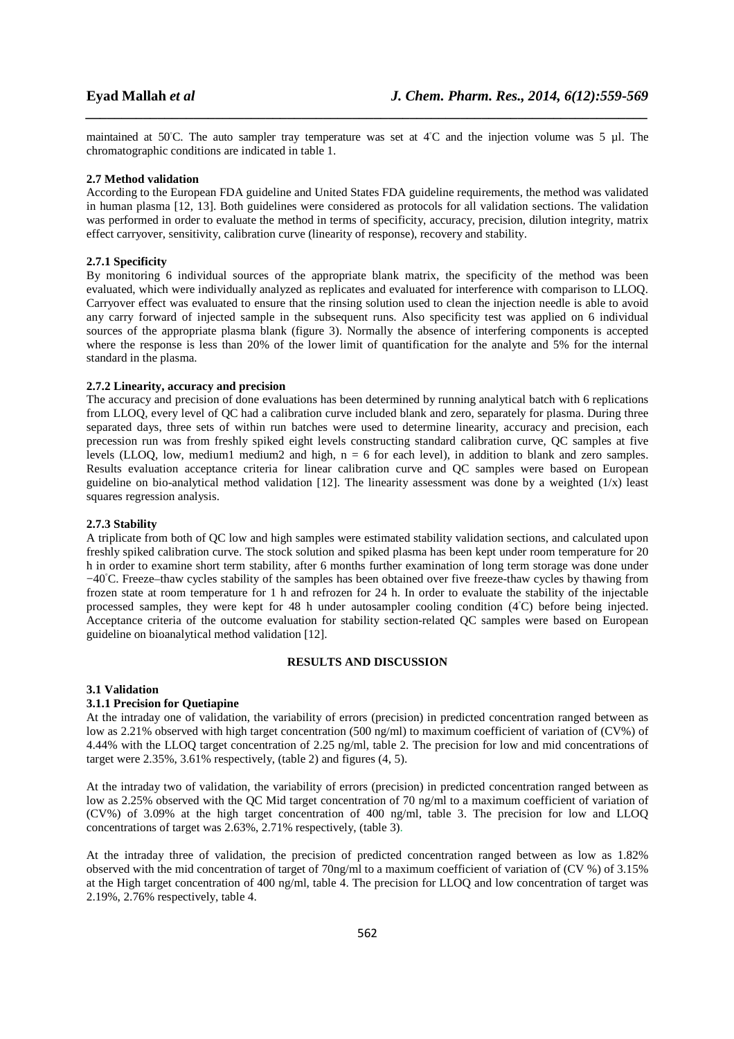maintained at 50°C. The auto sampler tray temperature was set at 4°C and the injection volume was 5 µl. The chromatographic conditions are indicated in table 1.

### 2.7 Method validation

According to the European FDA guideline and United States FDA guideline requirements, the method was validated in human plasma [12, 13]. Both guidelines were considered as protocols for all validation sections. The validation was performed in order to evaluate the method in terms of specificity, accuracy, precision, dilution integrity, matrix effect carryover, sensitivity, calibration curve (linearity of response), recovery and stability.

#### 2.7.1 Specificity

By monitoring 6 individual sources of the appropriate blank matrix, the specificity of the method was been evaluated, which were individually analyzed as replicates and evaluated for interference with comparison to LLOQ. Carryover effect was evaluated to ensure that the rinsing solution used to clean the injection needle is able to avoid any carry forward of injected sample in the subsequent runs. Also specificity test was applied on 6 individual sources of the appropriate plasma blank (figure 3). Normally the absence of interfering components is accepted where the response is less than 20% of the lower limit of quantification for the analyte and 5% for the internal standard in the plasma.

#### 2.7.2 Linearity, accuracy and precision

The accuracy and precision of done evaluations has been determined by running analytical batch with 6 replications from LLOQ, every level of QC had a calibration curve included blank and zero, separately for plasma. During three separated days, three sets of within run batches were used to determine linearity, accuracy and precision, each precession run was from freshly spiked eight levels constructing standard calibration curve, QC samples at five levels (LLOQ, low, medium1 medium2 and high, n = 6 for each level), in addition to blank and zero samples. Results evaluation acceptance criteria for linear calibration curve and QC samples were based on European guideline on bio-analytical method validation [12]. The linearity assessment was done by a weighted (1/x) least squares regression analysis.

#### 2.7.3 Stability

A triplicate from both of QC low and high samples were estimated stability validation sections, and calculated upon freshly spiked calibration curve. The stock solution and spiked plasma has been kept under room temperature for 20 h in order to examine short term stability, after 6 months further examination of long term storage was done under −40°C. Freeze–thaw cycles stability of the samples has been obtained over five freeze-thaw cycles by thawing from frozen state at room temperature for 1 h and refrozen for 24 h. In order to evaluate the stability of the injectable processed samples, they were kept for 48 h under autosampler cooling condition (4°C) before being injected. Acceptance criteria of the outcome evaluation for stability section-related QC samples were based on European guideline on bioanalytical method validation [12].

## RESULTS AND DISCUSSION

### 3.1 Validation

#### 3.1.1 Precision for Quetiapine

At the intraday one of validation, the variability of errors (precision) in predicted concentration ranged between as low as 2.21% observed with high target concentration (500 ng/ml) to maximum coefficient of variation of (CV%) of 4.44% with the LLOQ target concentration of 2.25 ng/ml, table 2. The precision for low and mid concentrations of target were 2.35%, 3.61% respectively, (table 2) and figures (4, 5).

At the intraday two of validation, the variability of errors (precision) in predicted concentration ranged between as low as 2.25% observed with the QC Mid target concentration of 70 ng/ml to a maximum coefficient of variation of (CV%) of 3.09% at the high target concentration of 400 ng/ml, table 3. The precision for low and LLOQ concentrations of target was 2.63%, 2.71% respectively, (table 3).

At the intraday three of validation, the precision of predicted concentration ranged between as low as 1.82% observed with the mid concentration of target of 70ng/ml to a maximum coefficient of variation of (CV %) of 3.15% at the High target concentration of 400 ng/ml, table 4. The precision for LLOQ and low concentration of target was 2.19%, 2.76% respectively, table 4.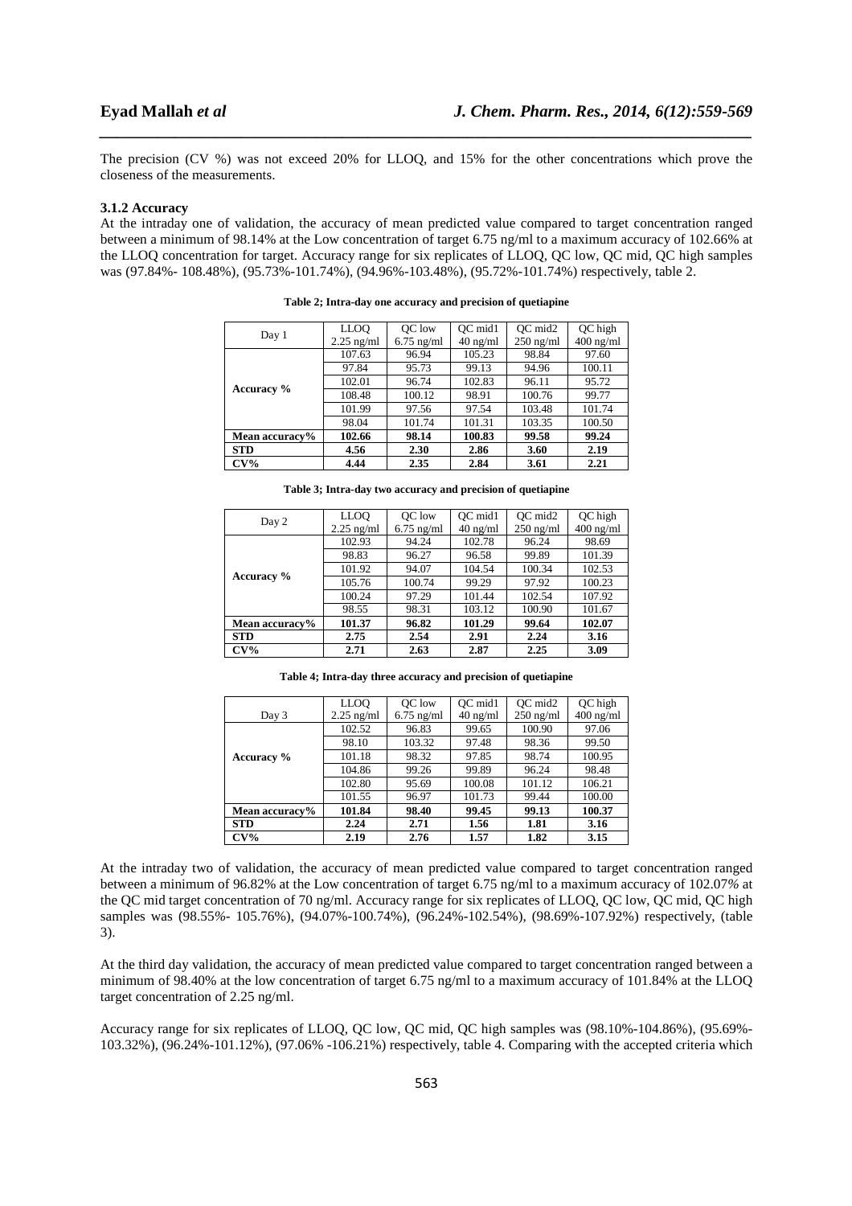The precision (CV %) was not exceed 20% for LLOQ, and 15% for the other concentrations which prove the closeness of the measurements.

### 3.1.2 Accuracy

At the intraday one of validation, the accuracy of mean predicted value compared to target concentration ranged between a minimum of 98.14% at the Low concentration of target 6.75 ng/ml to a maximum accuracy of 102.66% at the LLOQ concentration for target. Accuracy range for six replicates of LLOQ, QC low, QC mid, QC high samples was (97.84%- 108.48%), (95.73%-101.74%), (94.96%-103.48%), (95.72%-101.74%) respectively, table 2.

**Table 2; Intra-day one accuracy and precision of quetiapine**

| Day 1 | LLOQ 2.25 ng/ml | QC low 6.75 ng/ml | QC mid1 40 ng/ml | QC mid2 250 ng/ml | QC high 400 ng/ml |
|---|---|---|---|---|---|
| Accuracy % | 107.63 | 96.94 | 105.23 | 98.84 | 97.60 |
| | 97.84 | 95.73 | 99.13 | 94.96 | 100.11 |
| | 102.01 | 96.74 | 102.83 | 96.11 | 95.72 |
| | 108.48 | 100.12 | 98.91 | 100.76 | 99.77 |
| | 101.99 | 97.56 | 97.54 | 103.48 | 101.74 |
| | 98.04 | 101.74 | 101.31 | 103.35 | 100.50 |
| **Mean accuracy%** | **102.66** | **98.14** | **100.83** | **99.58** | **99.24** |
| **STD** | **4.56** | **2.30** | **2.86** | **3.60** | **2.19** |
| **CV%** | **4.44** | **2.35** | **2.84** | **3.61** | **2.21** |

**Table 3; Intra-day two accuracy and precision of quetiapine**

| Day 2 | LLOQ 2.25 ng/ml | QC low 6.75 ng/ml | QC mid1 40 ng/ml | QC mid2 250 ng/ml | QC high 400 ng/ml |
|---|---|---|---|---|---|
| Accuracy % | 102.93 | 94.24 | 102.78 | 96.24 | 98.69 |
| | 98.83 | 96.27 | 96.58 | 99.89 | 101.39 |
| | 101.92 | 94.07 | 104.54 | 100.34 | 102.53 |
| | 105.76 | 100.74 | 99.29 | 97.92 | 100.23 |
| | 100.24 | 97.29 | 101.44 | 102.54 | 107.92 |
| | 98.55 | 98.31 | 103.12 | 100.90 | 101.67 |
| **Mean accuracy%** | **101.37** | **96.82** | **101.29** | **99.64** | **102.07** |
| **STD** | **2.75** | **2.54** | **2.91** | **2.24** | **3.16** |
| **CV%** | **2.71** | **2.63** | **2.87** | **2.25** | **3.09** |

**Table 4; Intra-day three accuracy and precision of quetiapine**

| Day 3 | LLOQ 2.25 ng/ml | QC low 6.75 ng/ml | QC mid1 40 ng/ml | QC mid2 250 ng/ml | QC high 400 ng/ml |
|---|---|---|---|---|---|
| Accuracy % | 102.52 | 96.83 | 99.65 | 100.90 | 97.06 |
| | 98.10 | 103.32 | 97.48 | 98.36 | 99.50 |
| | 101.18 | 98.32 | 97.85 | 98.74 | 100.95 |
| | 104.86 | 99.26 | 99.89 | 96.24 | 98.48 |
| | 102.80 | 95.69 | 100.08 | 101.12 | 106.21 |
| | 101.55 | 96.97 | 101.73 | 99.44 | 100.00 |
| **Mean accuracy%** | **101.84** | **98.40** | **99.45** | **99.13** | **100.37** |
| **STD** | **2.24** | **2.71** | **1.56** | **1.81** | **3.16** |
| **CV%** | **2.19** | **2.76** | **1.57** | **1.82** | **3.15** |

At the intraday two of validation, the accuracy of mean predicted value compared to target concentration ranged between a minimum of 96.82% at the Low concentration of target 6.75 ng/ml to a maximum accuracy of 102.07% at the QC mid target concentration of 70 ng/ml. Accuracy range for six replicates of LLOQ, QC low, QC mid, QC high samples was (98.55%- 105.76%), (94.07%-100.74%), (96.24%-102.54%), (98.69%-107.92%) respectively, (table 3).

At the third day validation, the accuracy of mean predicted value compared to target concentration ranged between a minimum of 98.40% at the low concentration of target 6.75 ng/ml to a maximum accuracy of 101.84% at the LLOQ target concentration of 2.25 ng/ml.

Accuracy range for six replicates of LLOQ, QC low, QC mid, QC high samples was (98.10%-104.86%), (95.69%-103.32%), (96.24%-101.12%), (97.06% -106.21%) respectively, table 4. Comparing with the accepted criteria which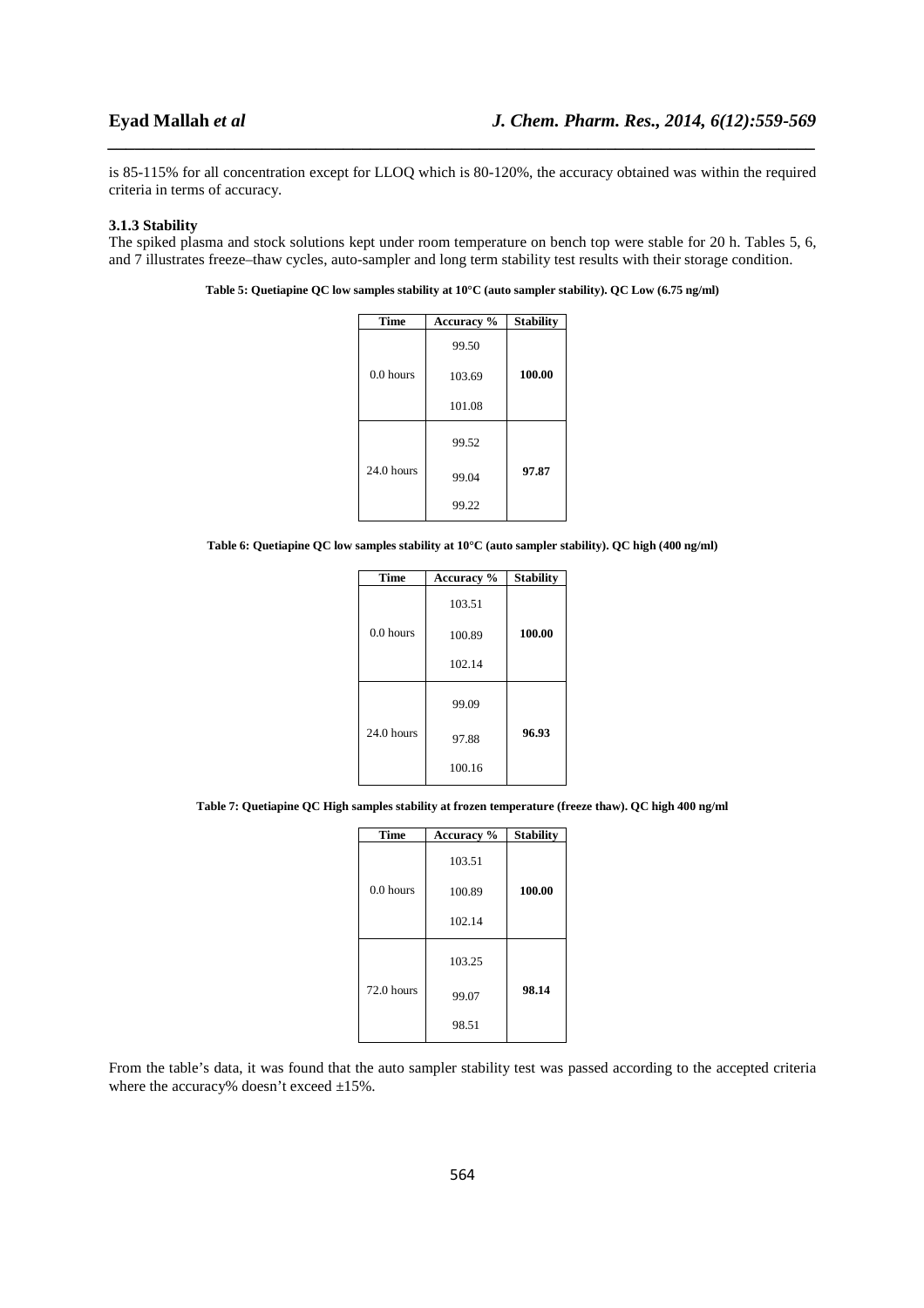is 85-115% for all concentration except for LLOQ which is 80-120%, the accuracy obtained was within the required criteria in terms of accuracy.

### 3.1.3 Stability

The spiked plasma and stock solutions kept under room temperature on bench top were stable for 20 h. Tables 5, 6, and 7 illustrates freeze–thaw cycles, auto-sampler and long term stability test results with their storage condition.

**Table 5: Quetiapine QC low samples stability at 10°C (auto sampler stability). QC Low (6.75 ng/ml)**

| Time | Accuracy % | Stability |
|---|---|---|
| 0.0 hours | 99.50 | **100.00** |
| | 103.69 | |
| | 101.08 | |
| 24.0 hours | 99.52 | **97.87** |
| | 99.04 | |
| | 99.22 | |

**Table 6: Quetiapine QC low samples stability at 10°C (auto sampler stability). QC high (400 ng/ml)**

| Time | Accuracy % | Stability |
|---|---|---|
| 0.0 hours | 103.51 | **100.00** |
| | 100.89 | |
| | 102.14 | |
| 24.0 hours | 99.09 | **96.93** |
| | 97.88 | |
| | 100.16 | |

**Table 7: Quetiapine QC High samples stability at frozen temperature (freeze thaw). QC high 400 ng/ml**

| Time | Accuracy % | Stability |
|---|---|---|
| 0.0 hours | 103.51 | **100.00** |
| | 100.89 | |
| | 102.14 | |
| 72.0 hours | 103.25 | **98.14** |
| | 99.07 | |
| | 98.51 | |

From the table's data, it was found that the auto sampler stability test was passed according to the accepted criteria where the accuracy% doesn't exceed ±15%.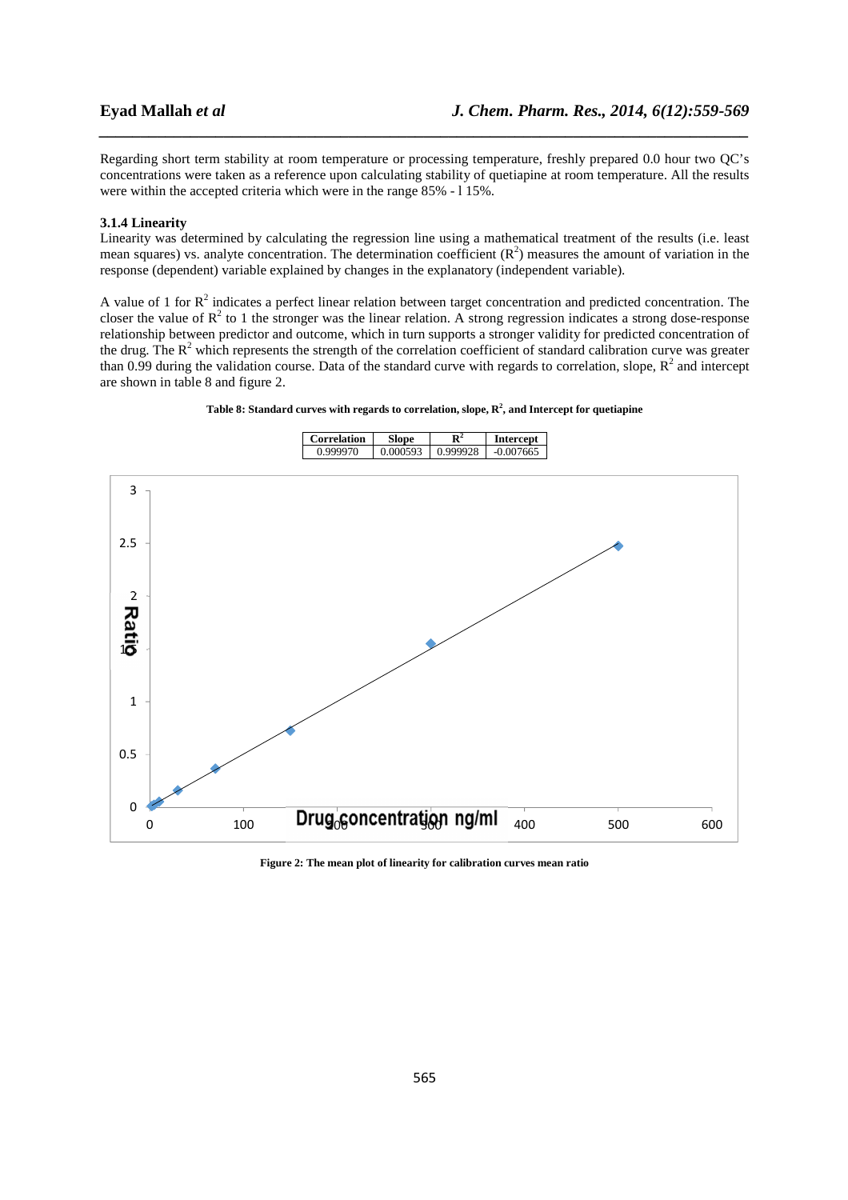Regarding short term stability at room temperature or processing temperature, freshly prepared 0.0 hour two QC's concentrations were taken as a reference upon calculating stability of quetiapine at room temperature. All the results were within the accepted criteria which were in the range 85% - l 15%.

### 3.1.4 Linearity

Linearity was determined by calculating the regression line using a mathematical treatment of the results (i.e. least mean squares) vs. analyte concentration. The determination coefficient ($R^2$) measures the amount of variation in the response (dependent) variable explained by changes in the explanatory (independent variable).

A value of 1 for $R^2$ indicates a perfect linear relation between target concentration and predicted concentration. The closer the value of $R^2$ to 1 the stronger was the linear relation. A strong regression indicates a strong dose-response relationship between predictor and outcome, which in turn supports a stronger validity for predicted concentration of the drug. The $R^2$ which represents the strength of the correlation coefficient of standard calibration curve was greater than 0.99 during the validation course. Data of the standard curve with regards to correlation, slope, $R^2$ and intercept are shown in table 8 and figure 2.

**Table 8: Standard curves with regards to correlation, slope, $R^2$, and Intercept for quetiapine**

| Correlation | Slope | $R^2$ | Intercept |
|---|---|---|---|
| 0.999970 | 0.000593 | 0.999928 | -0.007665 |

**Figure 2: The mean plot of linearity for calibration curves mean ratio**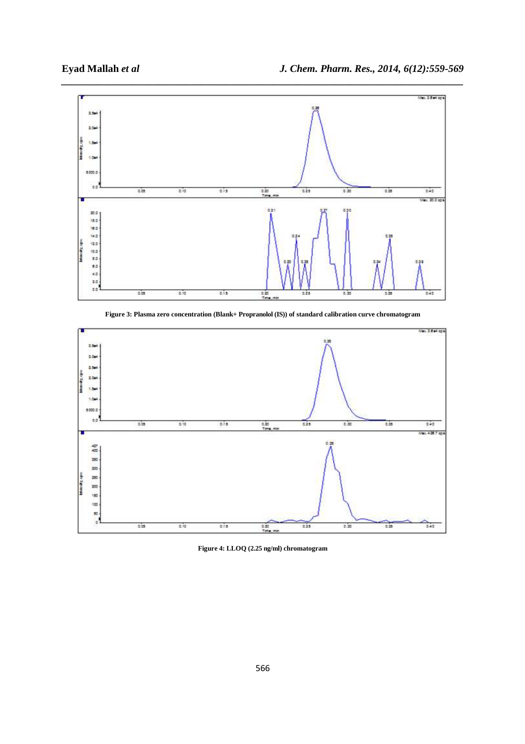Figure 3: Plasma zero concentration (Blank+ Propranolol (IS)) of standard calibration curve chromatogram

Figure 4: LLOQ (2.25 ng/ml) chromatogram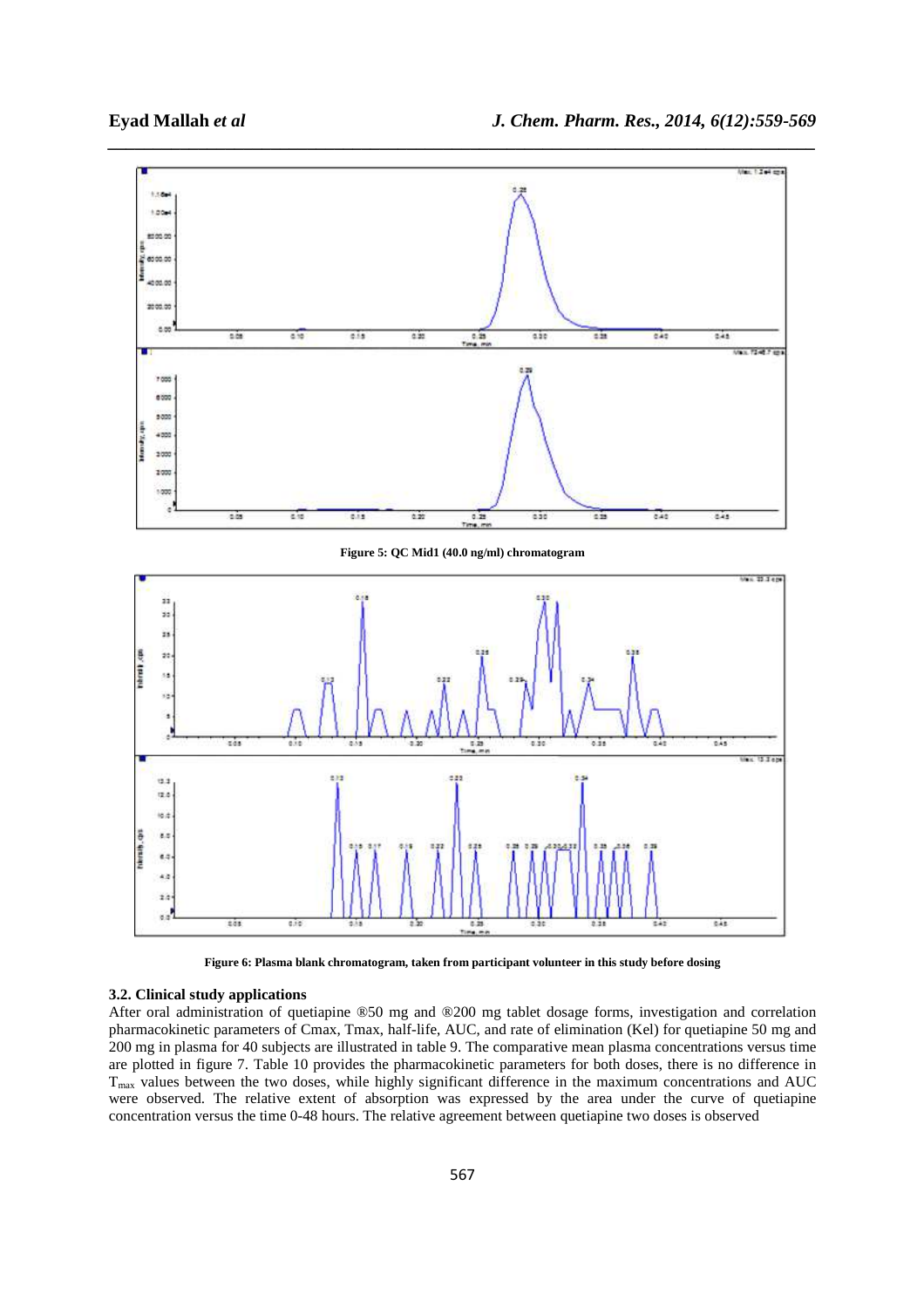Figure 5: QC Mid1 (40.0 ng/ml) chromatogram

Figure 6: Plasma blank chromatogram, taken from participant volunteer in this study before dosing

### 3.2. Clinical study applications

After oral administration of quetiapine ®50 mg and ®200 mg tablet dosage forms, investigation and correlation pharmacokinetic parameters of Cmax, Tmax, half-life, AUC, and rate of elimination (Kel) for quetiapine 50 mg and 200 mg in plasma for 40 subjects are illustrated in table 9. The comparative mean plasma concentrations versus time are plotted in figure 7. Table 10 provides the pharmacokinetic parameters for both doses, there is no difference in $T_{max}$ values between the two doses, while highly significant difference in the maximum concentrations and AUC were observed. The relative extent of absorption was expressed by the area under the curve of quetiapine concentration versus the time 0-48 hours. The relative agreement between quetiapine two doses is observed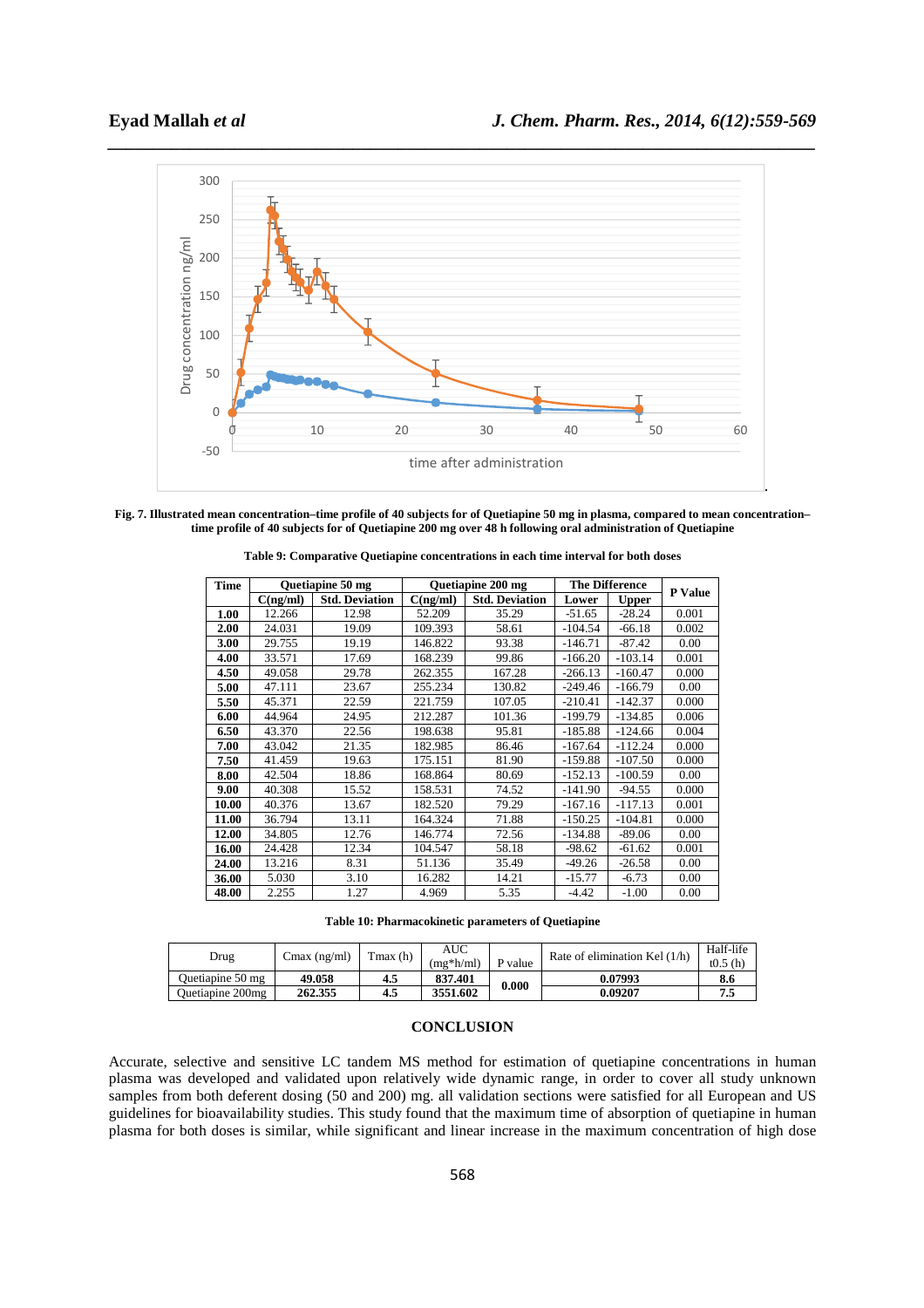Fig. 7. Illustrated mean concentration–time profile of 40 subjects for of Quetiapine 50 mg in plasma, compared to mean concentration–time profile of 40 subjects for of Quetiapine 200 mg over 48 h following oral administration of Quetiapine

**Table 9: Comparative Quetiapine concentrations in each time interval for both doses**

| Time | Quetiapine 50 mg | | Quetiapine 200 mg | | The Difference | | P Value |
|---|---|---|---|---|---|---|---|
| | C(ng/ml) | Std. Deviation | C(ng/ml) | Std. Deviation | Lower | Upper | |
| **1.00** | 12.266 | 12.98 | 52.209 | 35.29 | -51.65 | -28.24 | 0.001 |
| **2.00** | 24.031 | 19.09 | 109.393 | 58.61 | -104.54 | -66.18 | 0.002 |
| **3.00** | 29.755 | 19.19 | 146.822 | 93.38 | -146.71 | -87.42 | 0.00 |
| **4.00** | 33.571 | 17.69 | 168.239 | 99.86 | -166.20 | -103.14 | 0.001 |
| **4.50** | 49.058 | 29.78 | 262.355 | 167.28 | -266.13 | -160.47 | 0.000 |
| **5.00** | 47.111 | 23.67 | 255.234 | 130.82 | -249.46 | -166.79 | 0.00 |
| **5.50** | 45.371 | 22.59 | 221.759 | 107.05 | -210.41 | -142.37 | 0.000 |
| **6.00** | 44.964 | 24.95 | 212.287 | 101.36 | -199.79 | -134.85 | 0.006 |
| **6.50** | 43.370 | 22.56 | 198.638 | 95.81 | -185.88 | -124.66 | 0.004 |
| **7.00** | 43.042 | 21.35 | 182.985 | 86.46 | -167.64 | -112.24 | 0.000 |
| **7.50** | 41.459 | 19.63 | 175.151 | 81.90 | -159.88 | -107.50 | 0.000 |
| **8.00** | 42.504 | 18.86 | 168.864 | 80.69 | -152.13 | -100.59 | 0.00 |
| **9.00** | 40.308 | 15.52 | 158.531 | 74.52 | -141.90 | -94.55 | 0.000 |
| **10.00** | 40.376 | 13.67 | 182.520 | 79.29 | -167.16 | -117.13 | 0.001 |
| **11.00** | 36.794 | 13.11 | 164.324 | 71.88 | -150.25 | -104.81 | 0.000 |
| **12.00** | 34.805 | 12.76 | 146.774 | 72.56 | -134.88 | -89.06 | 0.00 |
| **16.00** | 24.428 | 12.34 | 104.547 | 58.18 | -98.62 | -61.62 | 0.001 |
| **24.00** | 13.216 | 8.31 | 51.136 | 35.49 | -49.26 | -26.58 | 0.00 |
| **36.00** | 5.030 | 3.10 | 16.282 | 14.21 | -15.77 | -6.73 | 0.00 |
| **48.00** | 2.255 | 1.27 | 4.969 | 5.35 | -4.42 | -1.00 | 0.00 |

**Table 10: Pharmacokinetic parameters of Quetiapine**

| Drug | Cmax (ng/ml) | Tmax (h) | AUC (mg*h/ml) | P value | Rate of elimination Kel (1/h) | Half-life t0.5 (h) |
|---|---|---|---|---|---|---|
| Quetiapine 50 mg | **49.058** | **4.5** | **837.401** | **0.000** | **0.07993** | **8.6** |
| Quetiapine 200mg | **262.355** | **4.5** | **3551.602** | | **0.09207** | **7.5** |

## CONCLUSION

Accurate, selective and sensitive LC tandem MS method for estimation of quetiapine concentrations in human plasma was developed and validated upon relatively wide dynamic range, in order to cover all study unknown samples from both deferent dosing (50 and 200) mg. all validation sections were satisfied for all European and US guidelines for bioavailability studies. This study found that the maximum time of absorption of quetiapine in human plasma for both doses is similar, while significant and linear increase in the maximum concentration of high dose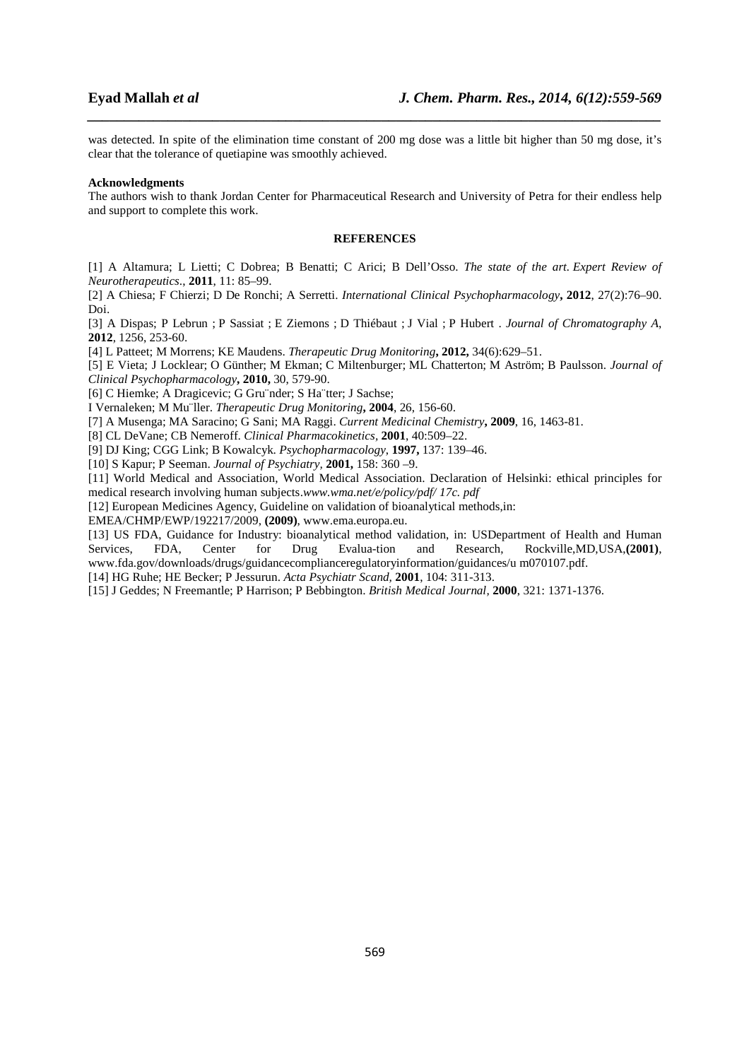was detected. In spite of the elimination time constant of 200 mg dose was a little bit higher than 50 mg dose, it's clear that the tolerance of quetiapine was smoothly achieved.

**Acknowledgments**

The authors wish to thank Jordan Center for Pharmaceutical Research and University of Petra for their endless help and support to complete this work.

## REFERENCES

[1] A Altamura; L Lietti; C Dobrea; B Benatti; C Arici; B Dell'Osso. *The state of the art. Expert Review of Neurotherapeutics*., **2011**, 11: 85–99.

[2] A Chiesa; F Chierzi; D De Ronchi; A Serretti. *International Clinical Psychopharmacology***, 2012**, 27(2):76–90. Doi.

[3] A Dispas; P Lebrun ; P Sassiat ; E Ziemons ; D Thiébaut ; J Vial ; P Hubert . *Journal of Chromatography A*, **2012**, 1256, 253-60.

[4] L Patteet; M Morrens; KE Maudens. *Therapeutic Drug Monitoring***, 2012,** 34(6):629–51.

[5] E Vieta; J Locklear; O Günther; M Ekman; C Miltenburger; ML Chatterton; M Aström; B Paulsson. *Journal of Clinical Psychopharmacology***, 2010,** 30, 579-90.

[6] C Hiemke; A Dragicevic; G Gru¨nder; S Ha¨tter; J Sachse;
I Vernaleken; M Mu¨ller. *Therapeutic Drug Monitoring***, 2004**, 26, 156-60.

[7] A Musenga; MA Saracino; G Sani; MA Raggi. *Current Medicinal Chemistry***, 2009**, 16, 1463-81.

[8] CL DeVane; CB Nemeroff. *Clinical Pharmacokinetics,* **2001**, 40:509–22.

[9] DJ King; CGG Link; B Kowalcyk. *Psychopharmacology,* **1997,** 137: 139–46.

[10] S Kapur; P Seeman. *Journal of Psychiatry,* **2001,** 158: 360 –9.

[11] World Medical and Association, World Medical Association. Declaration of Helsinki: ethical principles for medical research involving human subjects.*www.wma.net/e/policy/pdf/ 17c. pdf*

[12] European Medicines Agency, Guideline on validation of bioanalytical methods,in:
EMEA/CHMP/EWP/192217/2009, **(2009)**, www.ema.europa.eu.

[13] US FDA, Guidance for Industry: bioanalytical method validation, in: USDepartment of Health and Human Services, FDA, Center for Drug Evalua-tion and Research, Rockville,MD,USA,**(2001)**, www.fda.gov/downloads/drugs/guidancecomplianceregulatoryinformation/guidances/u m070107.pdf.

[14] HG Ruhe; HE Becker; P Jessurun. *Acta Psychiatr Scand,* **2001**, 104: 311-313.

[15] J Geddes; N Freemantle; P Harrison; P Bebbington. *British Medical Journal,* **2000**, 321: 1371-1376.